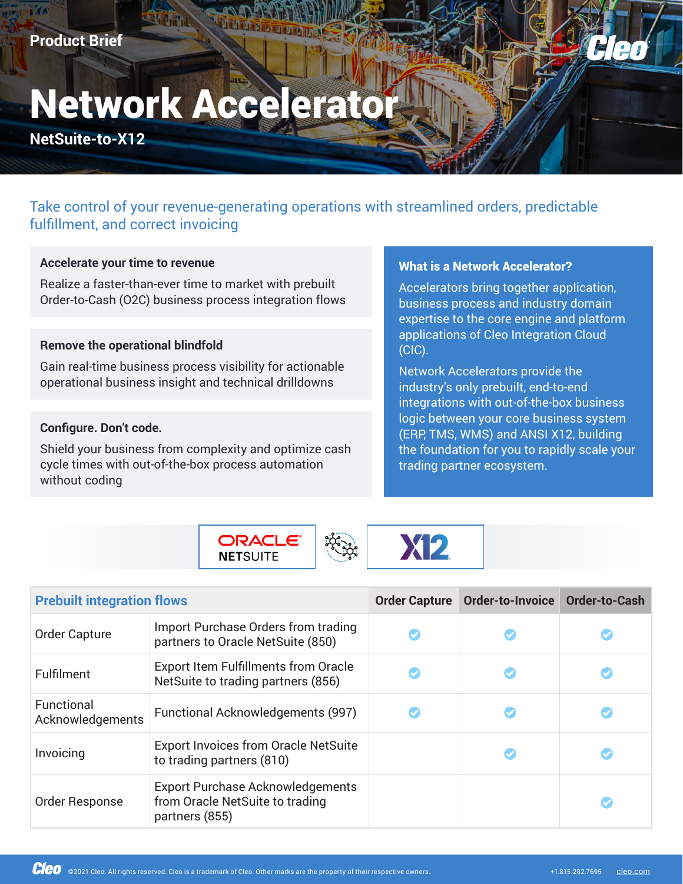Product Brief

# Network Accelerator

## NetSuite-to-X12

Take control of your revenue-generating operations with streamlined orders, predictable fulfillment, and correct invoicing

### Accelerate your time to revenue

Realize a faster-than-ever time to market with prebuilt Order-to-Cash (O2C) business process integration flows

### Remove the operational blindfold

Gain real-time business process visibility for actionable operational business insight and technical drilldowns

### Configure. Don't code.

Shield your business from complexity and optimize cash cycle times with out-of-the-box process automation without coding

### What is a Network Accelerator?

Accelerators bring together application, business process and industry domain expertise to the core engine and platform applications of Cleo Integration Cloud (CIC).

Network Accelerators provide the industry's only prebuilt, end-to-end integrations with out-of-the-box business logic between your core business system (ERP, TMS, WMS) and ANSI X12, building the foundation for you to rapidly scale your trading partner ecosystem.

ORACLE NETSUITE — X12

| Prebuilt integration flows | | Order Capture | Order-to-Invoice | Order-to-Cash |
|---|---|---|---|---|
| Order Capture | Import Purchase Orders from trading partners to Oracle NetSuite (850) | ✓ | ✓ | ✓ |
| Fulfilment | Export Item Fulfillments from Oracle NetSuite to trading partners (856) | ✓ | ✓ | ✓ |
| Functional Acknowledgements | Functional Acknowledgements (997) | ✓ | ✓ | ✓ |
| Invoicing | Export Invoices from Oracle NetSuite to trading partners (810) | | ✓ | ✓ |
| Order Response | Export Purchase Acknowledgements from Oracle NetSuite to trading partners (855) | | | ✓ |

©2021 Cleo. All rights reserved. Cleo is a trademark of Cleo. Other marks are the property of their respective owners. +1.815.282.7695 cleo.com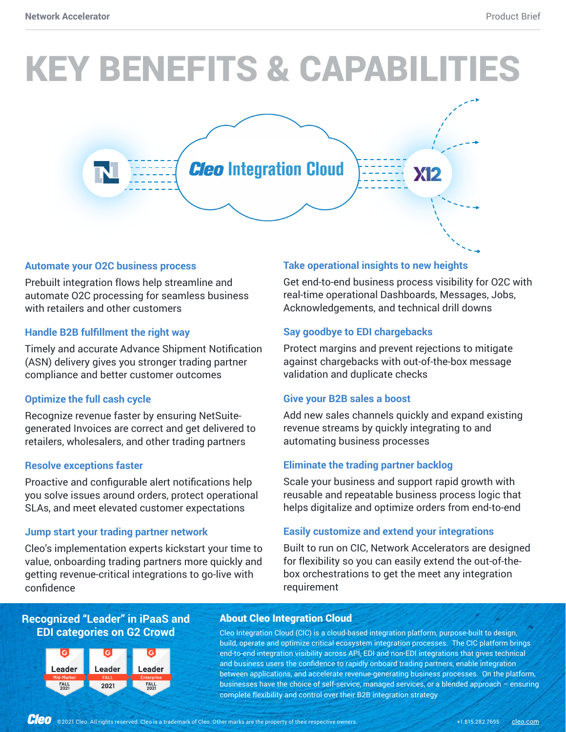# KEY BENEFITS & CAPABILITIES

Cleo Integration Cloud

X12

### Automate your O2C business process

Prebuilt integration flows help streamline and automate O2C processing for seamless business with retailers and other customers

### Handle B2B fulfillment the right way

Timely and accurate Advance Shipment Notification (ASN) delivery gives you stronger trading partner compliance and better customer outcomes

### Optimize the full cash cycle

Recognize revenue faster by ensuring NetSuite-generated Invoices are correct and get delivered to retailers, wholesalers, and other trading partners

### Resolve exceptions faster

Proactive and configurable alert notifications help you solve issues around orders, protect operational SLAs, and meet elevated customer expectations

### Jump start your trading partner network

Cleo's implementation experts kickstart your time to value, onboarding trading partners more quickly and getting revenue-critical integrations to go-live with confidence

### Take operational insights to new heights

Get end-to-end business process visibility for O2C with real-time operational Dashboards, Messages, Jobs, Acknowledgements, and technical drill downs

### Say goodbye to EDI chargebacks

Protect margins and prevent rejections to mitigate against chargebacks with out-of-the-box message validation and duplicate checks

### Give your B2B sales a boost

Add new sales channels quickly and expand existing revenue streams by quickly integrating to and automating business processes

### Eliminate the trading partner backlog

Scale your business and support rapid growth with reusable and repeatable business process logic that helps digitalize and optimize orders from end-to-end

### Easily customize and extend your integrations

Built to run on CIC, Network Accelerators are designed for flexibility so you can easily extend the out-of-the-box orchestrations to get the meet any integration requirement

## Recognized "Leader" in iPaaS and EDI categories on G2 Crowd

Leader Mid-Market FALL 2021

Leader FALL 2021

Leader Enterprise FALL 2021

## About Cleo Integration Cloud

Cleo Integration Cloud (CIC) is a cloud-based integration platform, purpose-built to design, build, operate and optimize critical ecosystem integration processes. The CIC platform brings end-to-end integration visibility across API, EDI and non-EDI integrations that gives technical and business users the confidence to rapidly onboard trading partners, enable integration between applications, and accelerate revenue-generating business processes. On the platform, businesses have the choice of self-service, managed services, or a blended approach – ensuring complete flexibility and control over their B2B integration strategy

Cleo ©2021 Cleo. All rights reserved. Cleo is a trademark of Cleo. Other marks are the property of their respective owners. +1.815.282.7695 cleo.com